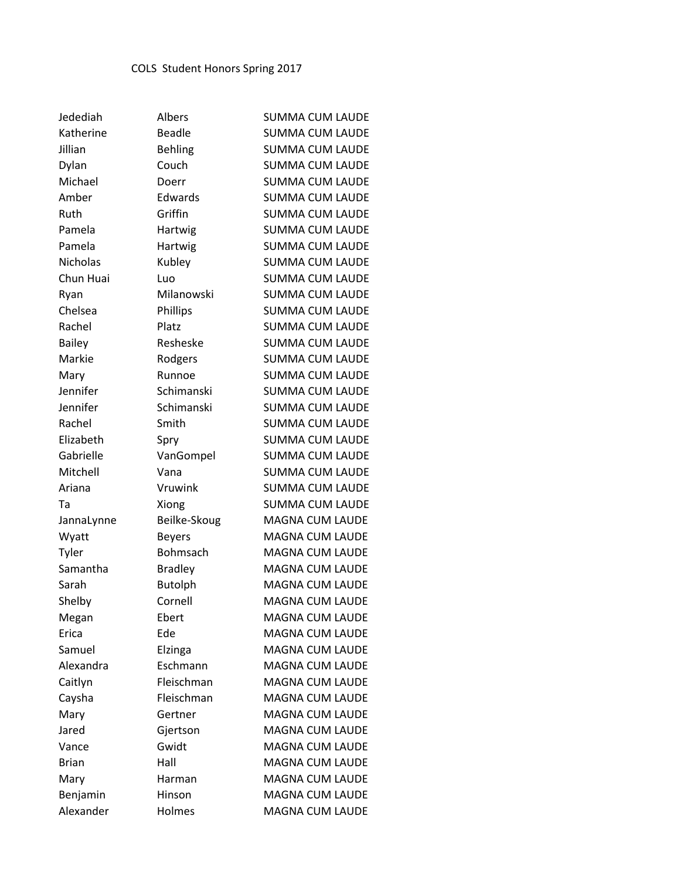# COLS Student Honors Spring 2017

| | | |
|---|---|---|
| Jedediah | Albers | SUMMA CUM LAUDE |
| Katherine | Beadle | SUMMA CUM LAUDE |
| Jillian | Behling | SUMMA CUM LAUDE |
| Dylan | Couch | SUMMA CUM LAUDE |
| Michael | Doerr | SUMMA CUM LAUDE |
| Amber | Edwards | SUMMA CUM LAUDE |
| Ruth | Griffin | SUMMA CUM LAUDE |
| Pamela | Hartwig | SUMMA CUM LAUDE |
| Pamela | Hartwig | SUMMA CUM LAUDE |
| Nicholas | Kubley | SUMMA CUM LAUDE |
| Chun Huai | Luo | SUMMA CUM LAUDE |
| Ryan | Milanowski | SUMMA CUM LAUDE |
| Chelsea | Phillips | SUMMA CUM LAUDE |
| Rachel | Platz | SUMMA CUM LAUDE |
| Bailey | Resheske | SUMMA CUM LAUDE |
| Markie | Rodgers | SUMMA CUM LAUDE |
| Mary | Runnoe | SUMMA CUM LAUDE |
| Jennifer | Schimanski | SUMMA CUM LAUDE |
| Jennifer | Schimanski | SUMMA CUM LAUDE |
| Rachel | Smith | SUMMA CUM LAUDE |
| Elizabeth | Spry | SUMMA CUM LAUDE |
| Gabrielle | VanGompel | SUMMA CUM LAUDE |
| Mitchell | Vana | SUMMA CUM LAUDE |
| Ariana | Vruwink | SUMMA CUM LAUDE |
| Ta | Xiong | SUMMA CUM LAUDE |
| JannaLynne | Beilke-Skoug | MAGNA CUM LAUDE |
| Wyatt | Beyers | MAGNA CUM LAUDE |
| Tyler | Bohmsach | MAGNA CUM LAUDE |
| Samantha | Bradley | MAGNA CUM LAUDE |
| Sarah | Butolph | MAGNA CUM LAUDE |
| Shelby | Cornell | MAGNA CUM LAUDE |
| Megan | Ebert | MAGNA CUM LAUDE |
| Erica | Ede | MAGNA CUM LAUDE |
| Samuel | Elzinga | MAGNA CUM LAUDE |
| Alexandra | Eschmann | MAGNA CUM LAUDE |
| Caitlyn | Fleischman | MAGNA CUM LAUDE |
| Caysha | Fleischman | MAGNA CUM LAUDE |
| Mary | Gertner | MAGNA CUM LAUDE |
| Jared | Gjertson | MAGNA CUM LAUDE |
| Vance | Gwidt | MAGNA CUM LAUDE |
| Brian | Hall | MAGNA CUM LAUDE |
| Mary | Harman | MAGNA CUM LAUDE |
| Benjamin | Hinson | MAGNA CUM LAUDE |
| Alexander | Holmes | MAGNA CUM LAUDE |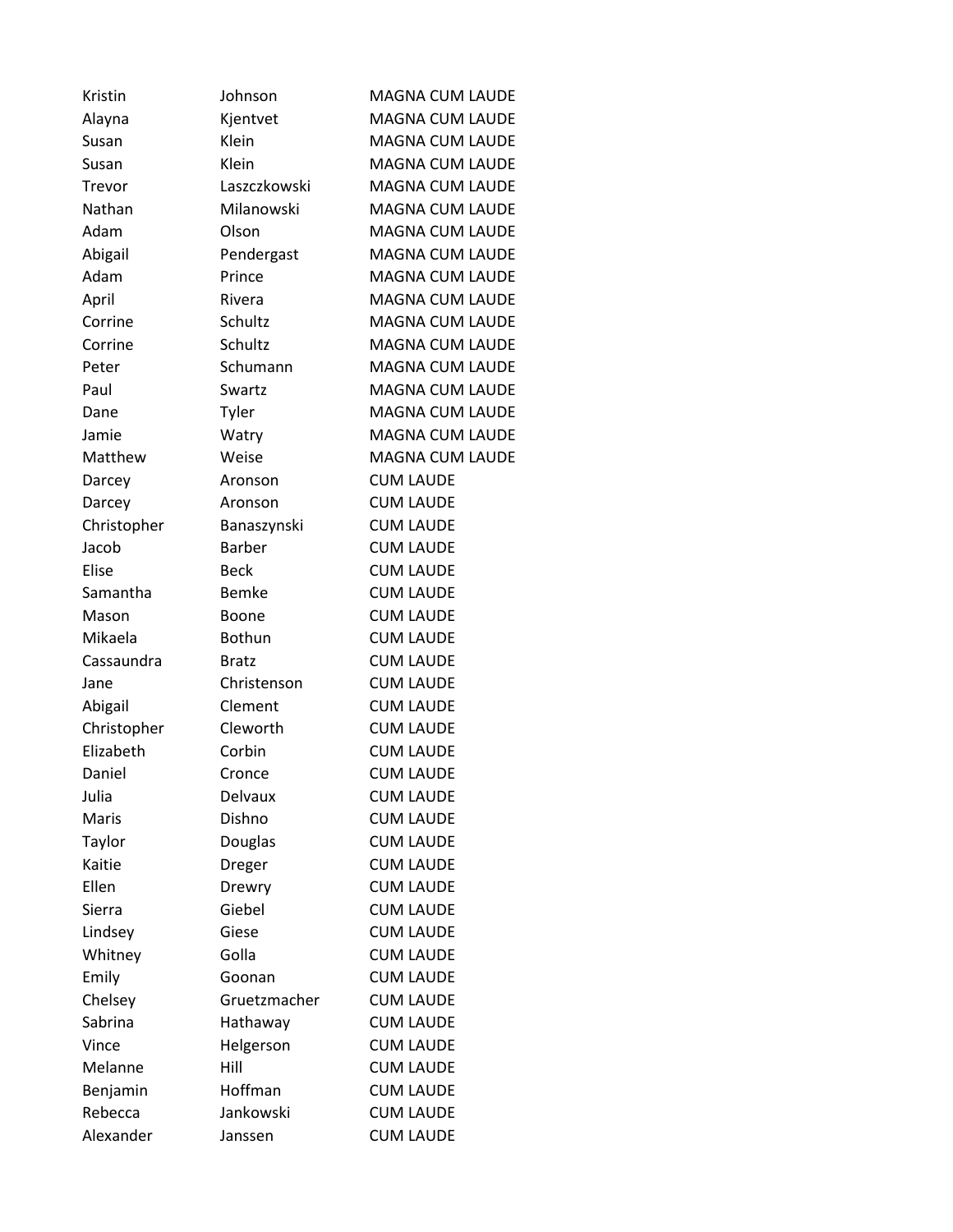| | | |
|---|---|---|
| Kristin | Johnson | MAGNA CUM LAUDE |
| Alayna | Kjentvet | MAGNA CUM LAUDE |
| Susan | Klein | MAGNA CUM LAUDE |
| Susan | Klein | MAGNA CUM LAUDE |
| Trevor | Laszczkowski | MAGNA CUM LAUDE |
| Nathan | Milanowski | MAGNA CUM LAUDE |
| Adam | Olson | MAGNA CUM LAUDE |
| Abigail | Pendergast | MAGNA CUM LAUDE |
| Adam | Prince | MAGNA CUM LAUDE |
| April | Rivera | MAGNA CUM LAUDE |
| Corrine | Schultz | MAGNA CUM LAUDE |
| Corrine | Schultz | MAGNA CUM LAUDE |
| Peter | Schumann | MAGNA CUM LAUDE |
| Paul | Swartz | MAGNA CUM LAUDE |
| Dane | Tyler | MAGNA CUM LAUDE |
| Jamie | Watry | MAGNA CUM LAUDE |
| Matthew | Weise | MAGNA CUM LAUDE |
| Darcey | Aronson | CUM LAUDE |
| Darcey | Aronson | CUM LAUDE |
| Christopher | Banaszynski | CUM LAUDE |
| Jacob | Barber | CUM LAUDE |
| Elise | Beck | CUM LAUDE |
| Samantha | Bemke | CUM LAUDE |
| Mason | Boone | CUM LAUDE |
| Mikaela | Bothun | CUM LAUDE |
| Cassaundra | Bratz | CUM LAUDE |
| Jane | Christenson | CUM LAUDE |
| Abigail | Clement | CUM LAUDE |
| Christopher | Cleworth | CUM LAUDE |
| Elizabeth | Corbin | CUM LAUDE |
| Daniel | Cronce | CUM LAUDE |
| Julia | Delvaux | CUM LAUDE |
| Maris | Dishno | CUM LAUDE |
| Taylor | Douglas | CUM LAUDE |
| Kaitie | Dreger | CUM LAUDE |
| Ellen | Drewry | CUM LAUDE |
| Sierra | Giebel | CUM LAUDE |
| Lindsey | Giese | CUM LAUDE |
| Whitney | Golla | CUM LAUDE |
| Emily | Goonan | CUM LAUDE |
| Chelsey | Gruetzmacher | CUM LAUDE |
| Sabrina | Hathaway | CUM LAUDE |
| Vince | Helgerson | CUM LAUDE |
| Melanne | Hill | CUM LAUDE |
| Benjamin | Hoffman | CUM LAUDE |
| Rebecca | Jankowski | CUM LAUDE |
| Alexander | Janssen | CUM LAUDE |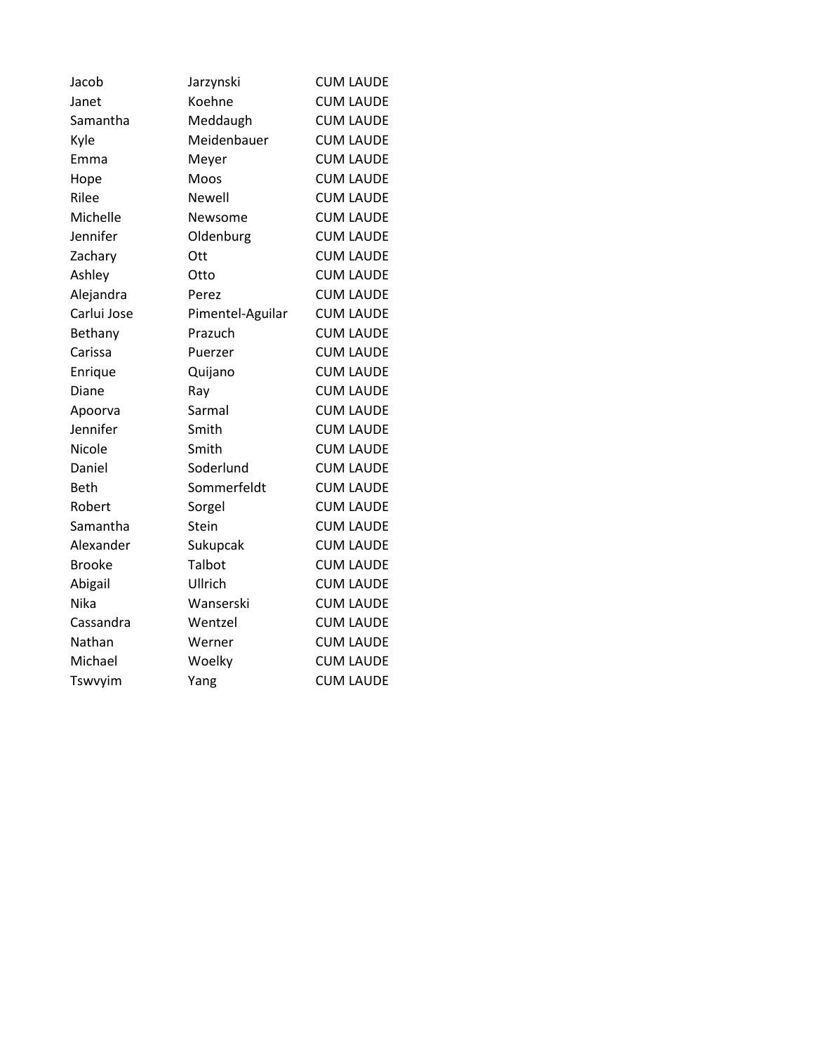| | | |
|---|---|---|
| Jacob | Jarzynski | CUM LAUDE |
| Janet | Koehne | CUM LAUDE |
| Samantha | Meddaugh | CUM LAUDE |
| Kyle | Meidenbauer | CUM LAUDE |
| Emma | Meyer | CUM LAUDE |
| Hope | Moos | CUM LAUDE |
| Rilee | Newell | CUM LAUDE |
| Michelle | Newsome | CUM LAUDE |
| Jennifer | Oldenburg | CUM LAUDE |
| Zachary | Ott | CUM LAUDE |
| Ashley | Otto | CUM LAUDE |
| Alejandra | Perez | CUM LAUDE |
| Carlui Jose | Pimentel-Aguilar | CUM LAUDE |
| Bethany | Prazuch | CUM LAUDE |
| Carissa | Puerzer | CUM LAUDE |
| Enrique | Quijano | CUM LAUDE |
| Diane | Ray | CUM LAUDE |
| Apoorva | Sarmal | CUM LAUDE |
| Jennifer | Smith | CUM LAUDE |
| Nicole | Smith | CUM LAUDE |
| Daniel | Soderlund | CUM LAUDE |
| Beth | Sommerfeldt | CUM LAUDE |
| Robert | Sorgel | CUM LAUDE |
| Samantha | Stein | CUM LAUDE |
| Alexander | Sukupcak | CUM LAUDE |
| Brooke | Talbot | CUM LAUDE |
| Abigail | Ullrich | CUM LAUDE |
| Nika | Wanserski | CUM LAUDE |
| Cassandra | Wentzel | CUM LAUDE |
| Nathan | Werner | CUM LAUDE |
| Michael | Woelky | CUM LAUDE |
| Tswvyim | Yang | CUM LAUDE |